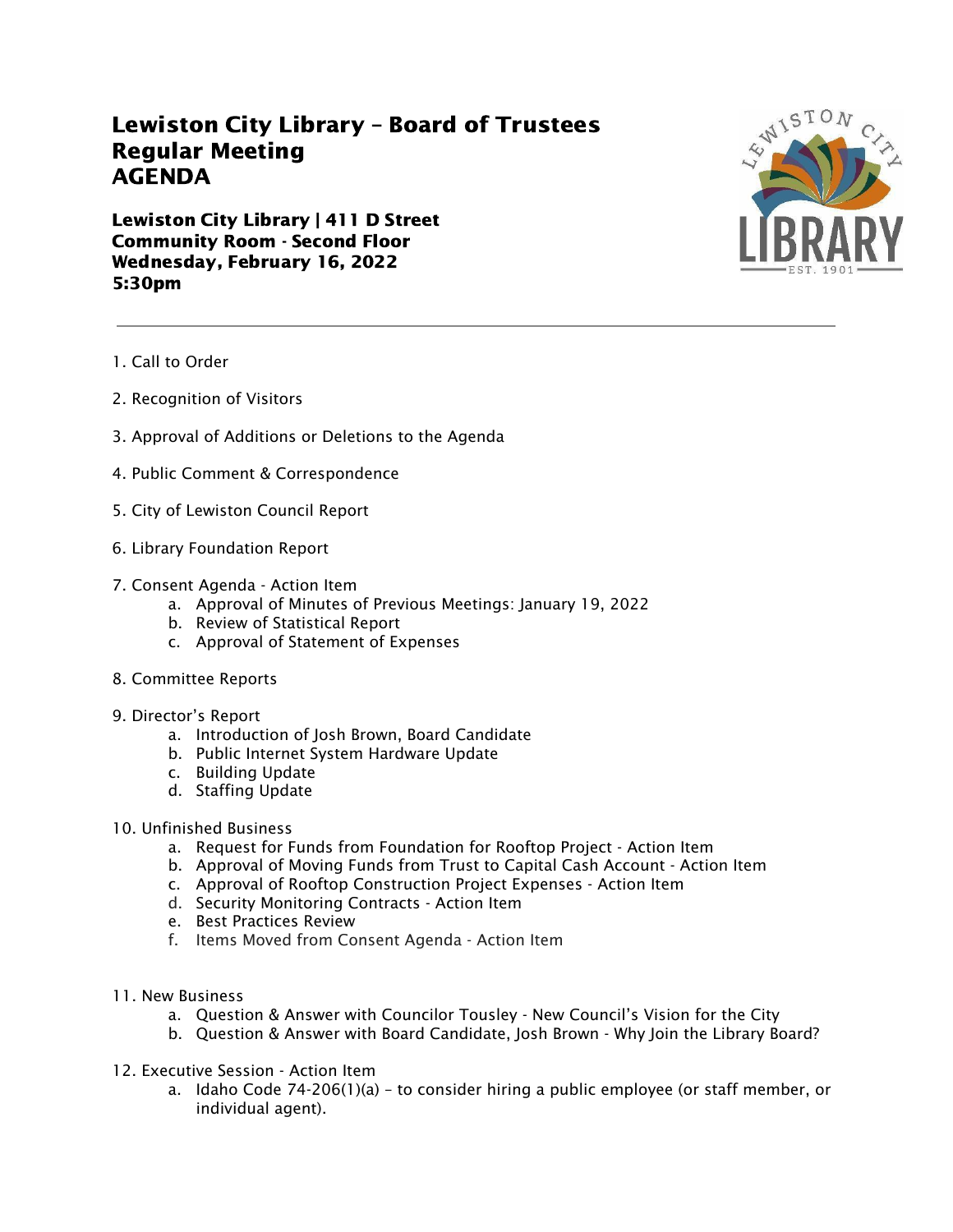# Lewiston City Library – Board of Trustees Regular Meeting AGENDA

**Lewiston City Library | 411 D Street**
**Community Room - Second Floor**
**Wednesday, February 16, 2022**
**5:30pm**

---

1. Call to Order

2. Recognition of Visitors

3. Approval of Additions or Deletions to the Agenda

4. Public Comment & Correspondence

5. City of Lewiston Council Report

6. Library Foundation Report

7. Consent Agenda - Action Item
   a. Approval of Minutes of Previous Meetings: January 19, 2022
   b. Review of Statistical Report
   c. Approval of Statement of Expenses

8. Committee Reports

9. Director's Report
   a. Introduction of Josh Brown, Board Candidate
   b. Public Internet System Hardware Update
   c. Building Update
   d. Staffing Update

10. Unfinished Business
    a. Request for Funds from Foundation for Rooftop Project - Action Item
    b. Approval of Moving Funds from Trust to Capital Cash Account - Action Item
    c. Approval of Rooftop Construction Project Expenses - Action Item
    d. Security Monitoring Contracts - Action Item
    e. Best Practices Review
    f. Items Moved from Consent Agenda - Action Item

11. New Business
    a. Question & Answer with Councilor Tousley - New Council's Vision for the City
    b. Question & Answer with Board Candidate, Josh Brown - Why Join the Library Board?

12. Executive Session - Action Item
    a. Idaho Code 74-206(1)(a) – to consider hiring a public employee (or staff member, or individual agent).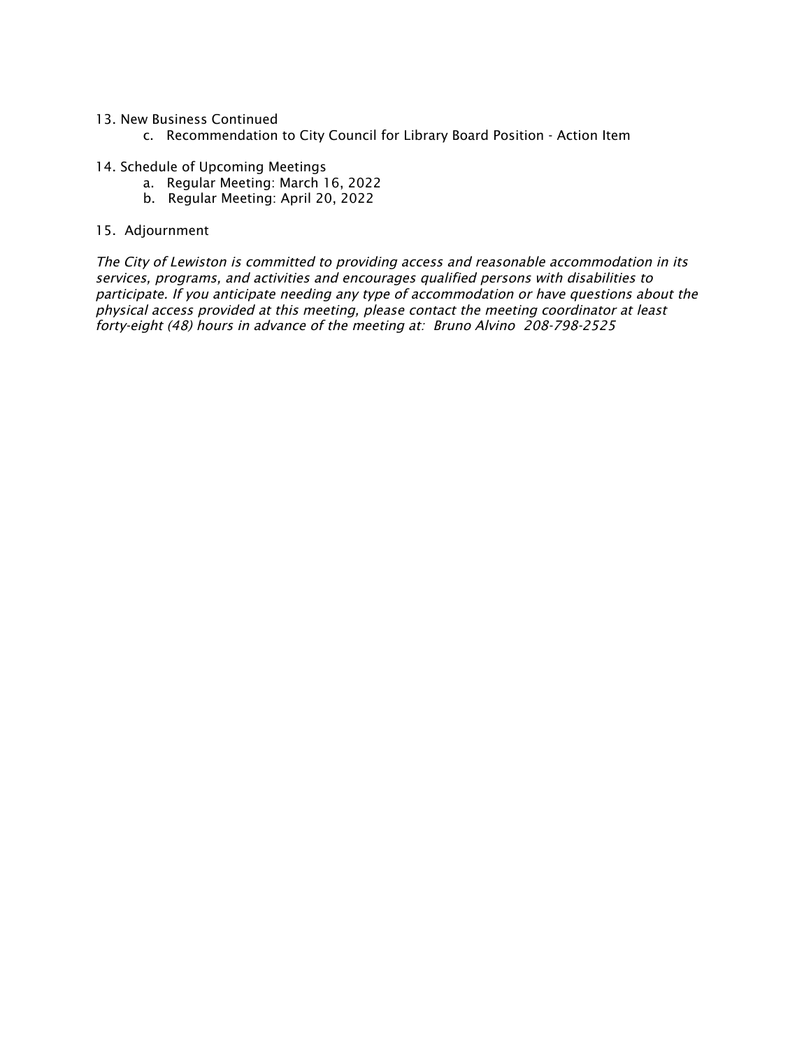13. New Business Continued
    c. Recommendation to City Council for Library Board Position - Action Item

14. Schedule of Upcoming Meetings
    a. Regular Meeting: March 16, 2022
    b. Regular Meeting: April 20, 2022

15. Adjournment

*The City of Lewiston is committed to providing access and reasonable accommodation in its services, programs, and activities and encourages qualified persons with disabilities to participate. If you anticipate needing any type of accommodation or have questions about the physical access provided at this meeting, please contact the meeting coordinator at least forty-eight (48) hours in advance of the meeting at: Bruno Alvino 208-798-2525*